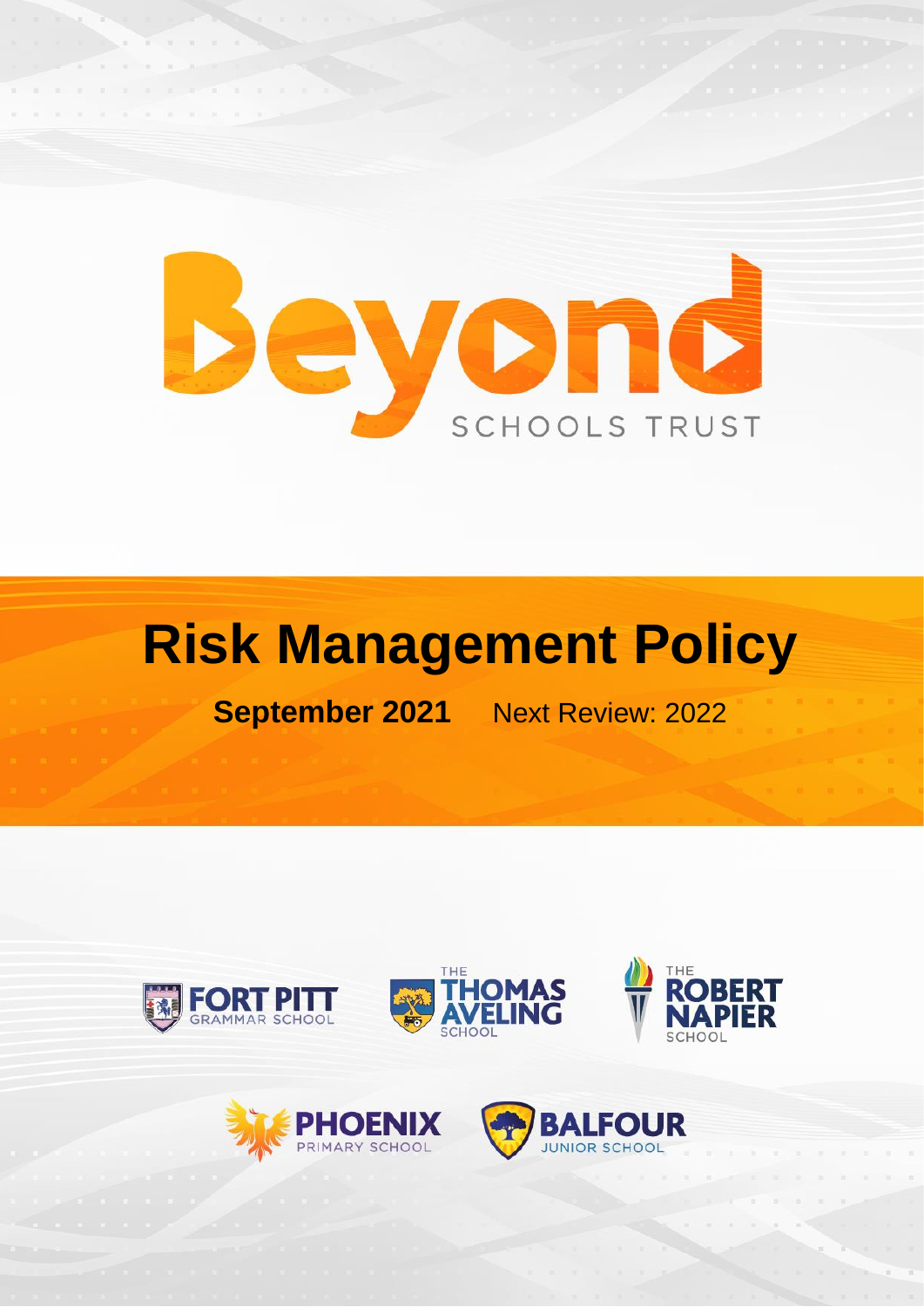Beyond

SCHOOLS TRUST

# Risk Management Policy

**September 2021** Next Review: 2022

FORT PITT GRAMMAR SCHOOL

THE THOMAS AVELING SCHOOL

THE ROBERT NAPIER SCHOOL

PHOENIX PRIMARY SCHOOL

BALFOUR JUNIOR SCHOOL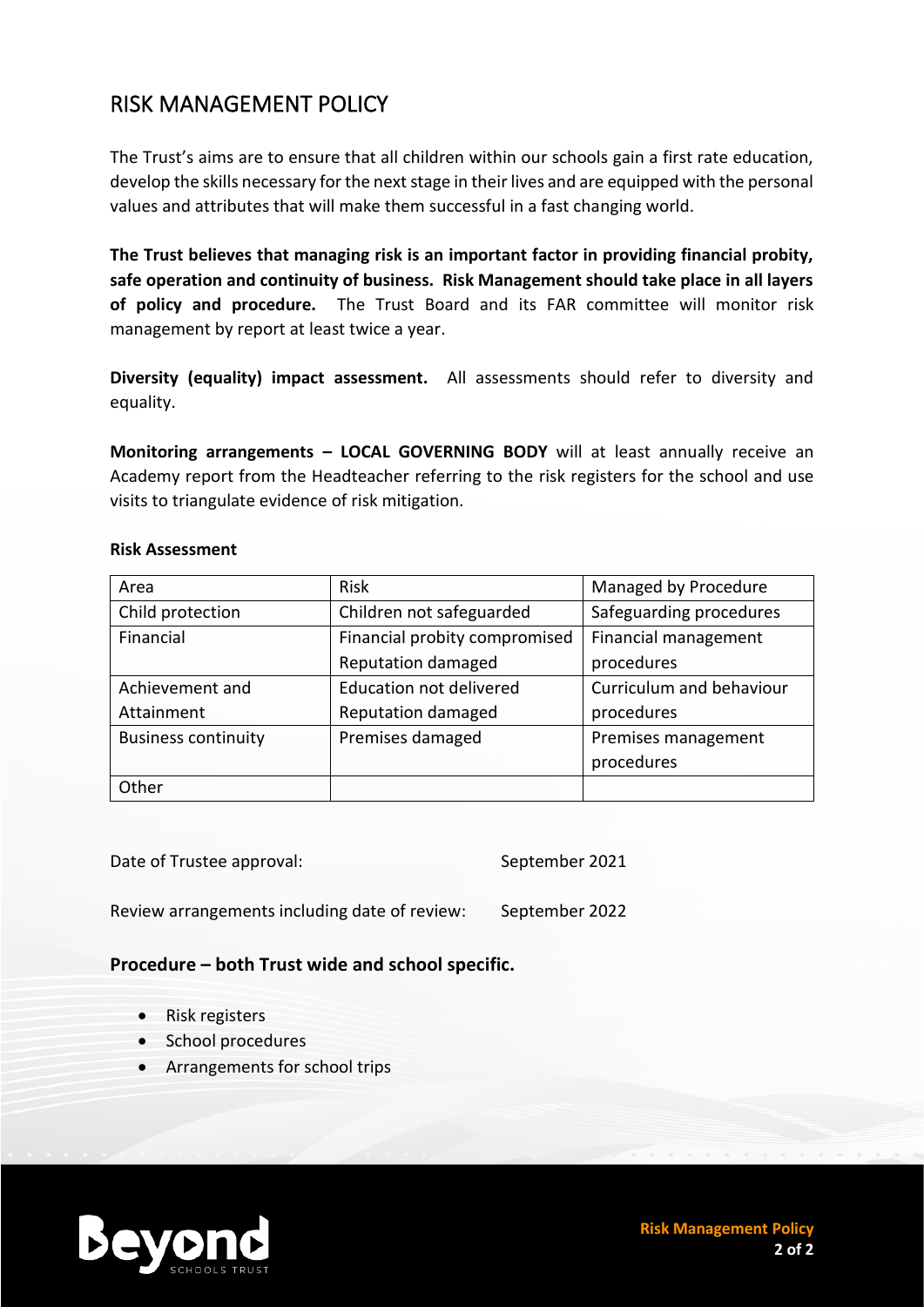# RISK MANAGEMENT POLICY

The Trust's aims are to ensure that all children within our schools gain a first rate education, develop the skills necessary for the next stage in their lives and are equipped with the personal values and attributes that will make them successful in a fast changing world.

**The Trust believes that managing risk is an important factor in providing financial probity, safe operation and continuity of business. Risk Management should take place in all layers of policy and procedure.** The Trust Board and its FAR committee will monitor risk management by report at least twice a year.

**Diversity (equality) impact assessment.** All assessments should refer to diversity and equality.

**Monitoring arrangements – LOCAL GOVERNING BODY** will at least annually receive an Academy report from the Headteacher referring to the risk registers for the school and use visits to triangulate evidence of risk mitigation.

**Risk Assessment**

| Area | Risk | Managed by Procedure |
|---|---|---|
| Child protection | Children not safeguarded | Safeguarding procedures |
| Financial | Financial probity compromised<br>Reputation damaged | Financial management procedures |
| Achievement and Attainment | Education not delivered<br>Reputation damaged | Curriculum and behaviour procedures |
| Business continuity | Premises damaged | Premises management procedures |
| Other | | |

Date of Trustee approval: September 2021

Review arrangements including date of review: September 2022

### Procedure – both Trust wide and school specific.

- Risk registers
- School procedures
- Arrangements for school trips